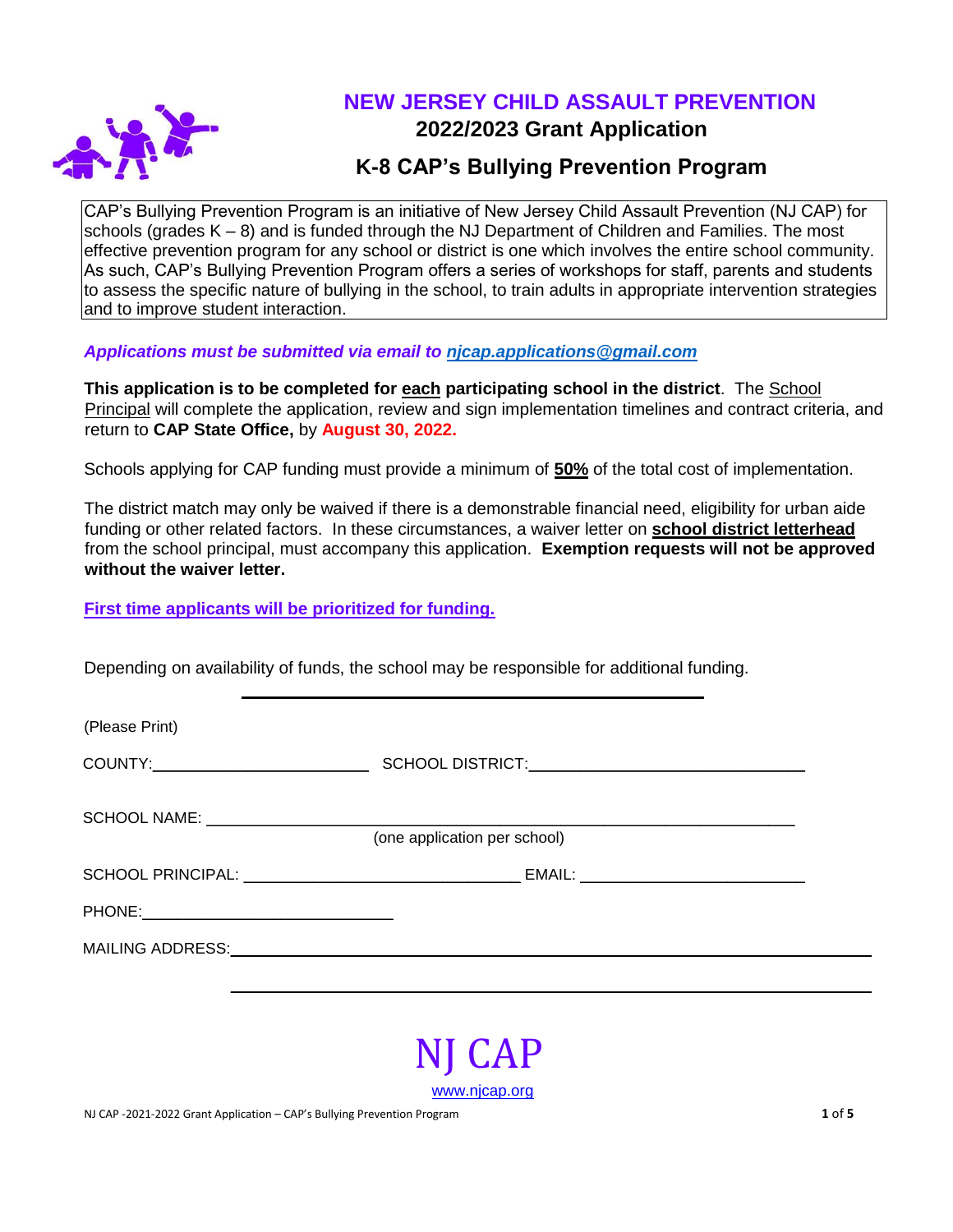# NEW JERSEY CHILD ASSAULT PREVENTION

## 2022/2023 Grant Application

## K-8 CAP's Bullying Prevention Program

CAP's Bullying Prevention Program is an initiative of New Jersey Child Assault Prevention (NJ CAP) for schools (grades K – 8) and is funded through the NJ Department of Children and Families. The most effective prevention program for any school or district is one which involves the entire school community. As such, CAP's Bullying Prevention Program offers a series of workshops for staff, parents and students to assess the specific nature of bullying in the school, to train adults in appropriate intervention strategies and to improve student interaction.

***Applications must be submitted via email to njcap.applications@gmail.com***

**This application is to be completed for each participating school in the district**. The School Principal will complete the application, review and sign implementation timelines and contract criteria, and return to **CAP State Office,** by **August 30, 2022.**

Schools applying for CAP funding must provide a minimum of **50%** of the total cost of implementation.

The district match may only be waived if there is a demonstrable financial need, eligibility for urban aide funding or other related factors. In these circumstances, a waiver letter on **school district letterhead** from the school principal, must accompany this application. **Exemption requests will not be approved without the waiver letter.**

**First time applicants will be prioritized for funding.**

Depending on availability of funds, the school may be responsible for additional funding.

---

(Please Print)

COUNTY:________________________ SCHOOL DISTRICT:______________________________

SCHOOL NAME: ____________________________________________________________________
(one application per school)

SCHOOL PRINCIPAL: ______________________________ EMAIL: ________________________

PHONE:_____________________________

MAILING ADDRESS:___________________________________________________________________

___________________________________________________________________

NJ CAP

www.njcap.org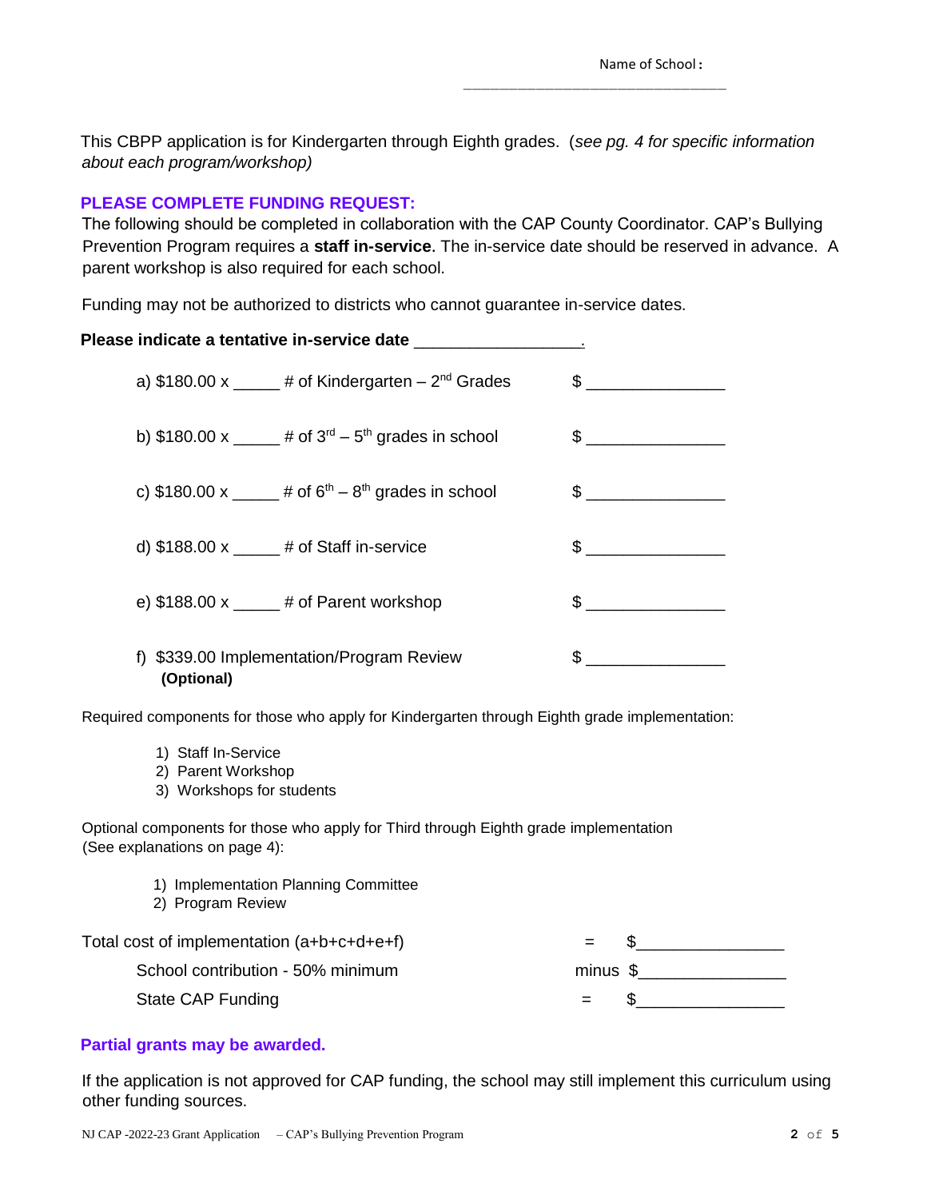Name of School: ______________________________

This CBPP application is for Kindergarten through Eighth grades. (*see pg. 4 for specific information about each program/workshop)*

## PLEASE COMPLETE FUNDING REQUEST:

The following should be completed in collaboration with the CAP County Coordinator. CAP's Bullying Prevention Program requires a **staff in-service**. The in-service date should be reserved in advance. A parent workshop is also required for each school.

Funding may not be authorized to districts who cannot guarantee in-service dates.

**Please indicate a tentative in-service date** ________________.

a) $180.00 x _____ # of Kindergarten – 2nd Grades $ ______________

b) $180.00 x _____ # of 3rd – 5th grades in school $ ______________

c) $180.00 x _____ # of 6th – 8th grades in school $ ______________

d) $188.00 x _____ # of Staff in-service $ ______________

e) $188.00 x _____ # of Parent workshop $ ______________

f) $339.00 Implementation/Program Review **(Optional)** $ ______________

Required components for those who apply for Kindergarten through Eighth grade implementation:

1) Staff In-Service
2) Parent Workshop
3) Workshops for students

Optional components for those who apply for Third through Eighth grade implementation (See explanations on page 4):

1) Implementation Planning Committee
2) Program Review

| | | |
|---|---|---|
| Total cost of implementation (a+b+c+d+e+f) | = | $______________ |
| School contribution - 50% minimum | minus | $______________ |
| State CAP Funding | = | $______________ |

## Partial grants may be awarded.

If the application is not approved for CAP funding, the school may still implement this curriculum using other funding sources.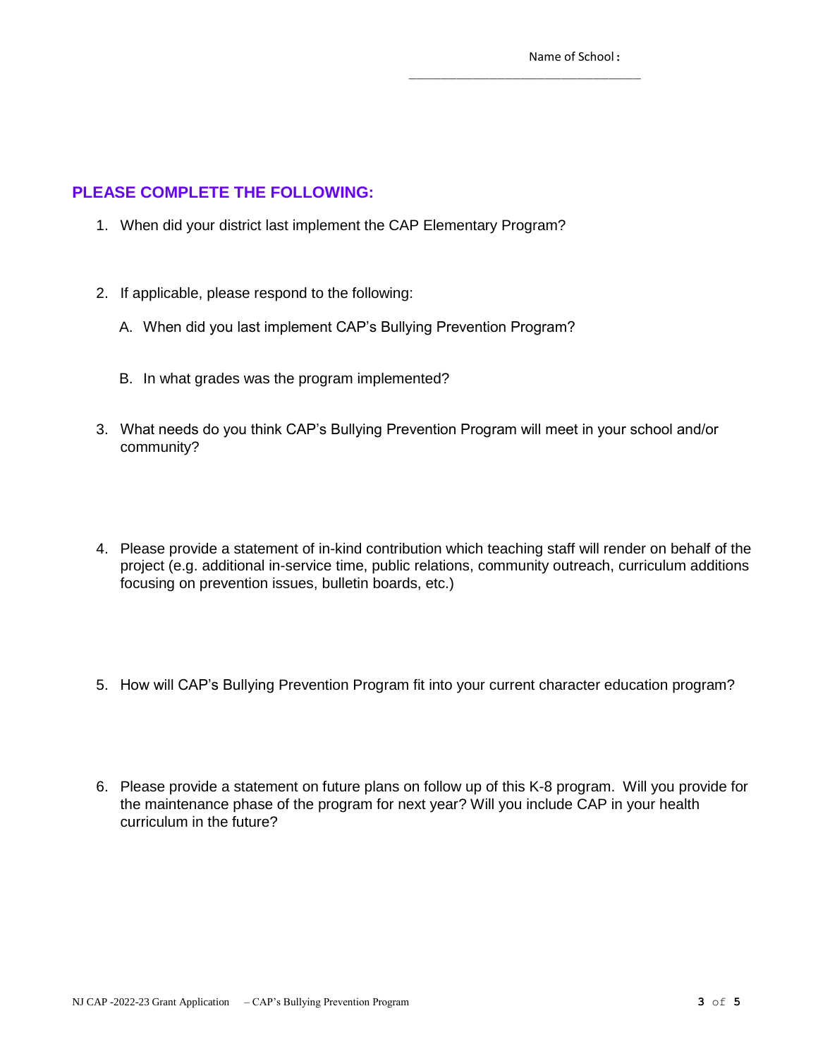Name of School: \_\_\_\_\_\_\_\_\_\_\_\_\_\_\_\_\_\_\_\_\_\_\_\_\_\_\_\_\_\_\_\_\_\_\_\_

## PLEASE COMPLETE THE FOLLOWING:

1. When did your district last implement the CAP Elementary Program?

2. If applicable, please respond to the following:

   A. When did you last implement CAP's Bullying Prevention Program?

   B. In what grades was the program implemented?

3. What needs do you think CAP's Bullying Prevention Program will meet in your school and/or community?

4. Please provide a statement of in-kind contribution which teaching staff will render on behalf of the project (e.g. additional in-service time, public relations, community outreach, curriculum additions focusing on prevention issues, bulletin boards, etc.)

5. How will CAP's Bullying Prevention Program fit into your current character education program?

6. Please provide a statement on future plans on follow up of this K-8 program. Will you provide for the maintenance phase of the program for next year? Will you include CAP in your health curriculum in the future?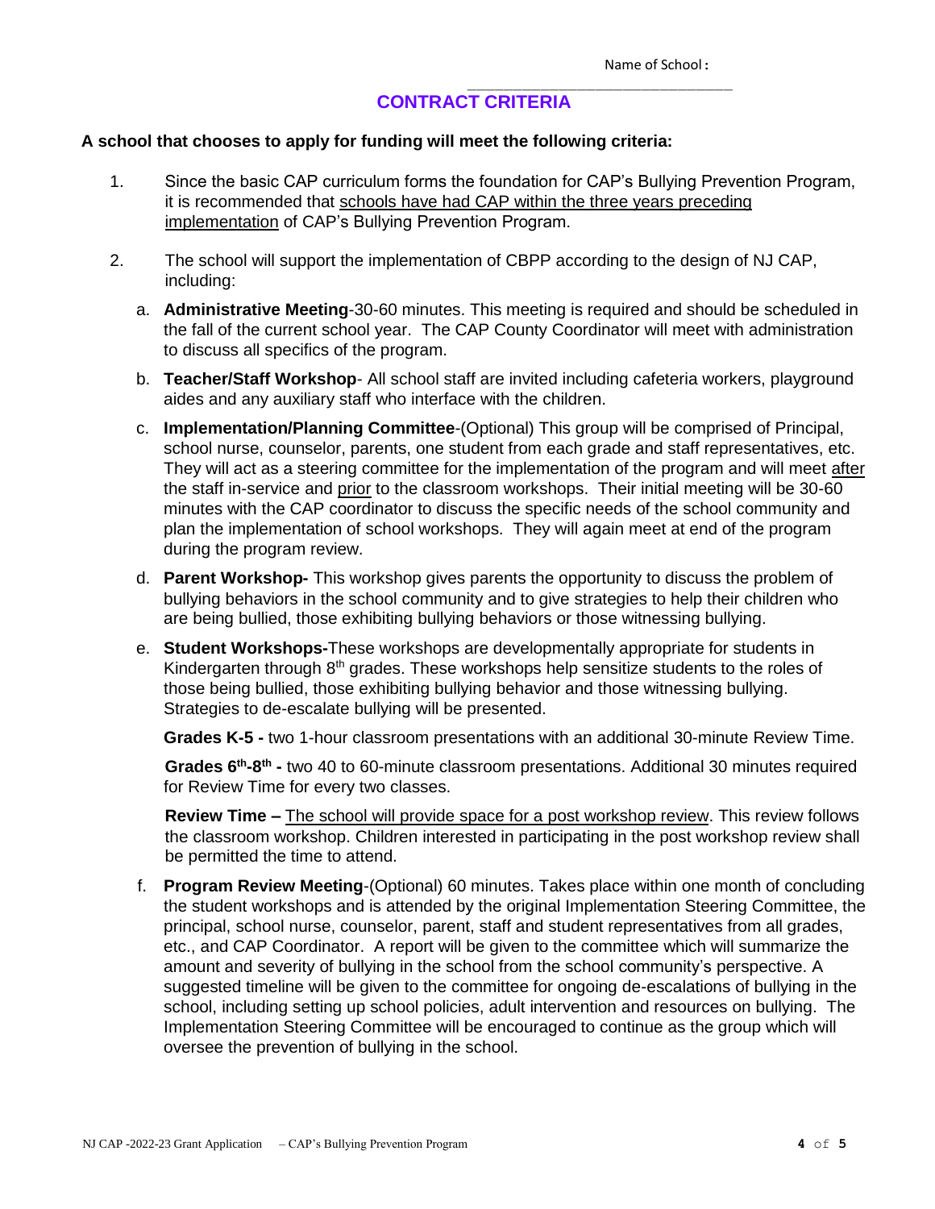Name of School: \_\_\_\_\_\_\_\_\_\_\_\_\_\_\_\_\_\_\_\_\_\_\_\_\_\_\_\_\_\_\_\_

## CONTRACT CRITERIA

**A school that chooses to apply for funding will meet the following criteria:**

1. Since the basic CAP curriculum forms the foundation for CAP's Bullying Prevention Program, it is recommended that <u>schools have had CAP within the three years preceding implementation</u> of CAP's Bullying Prevention Program.

2. The school will support the implementation of CBPP according to the design of NJ CAP, including:

   a. **Administrative Meeting**-30-60 minutes. This meeting is required and should be scheduled in the fall of the current school year. The CAP County Coordinator will meet with administration to discuss all specifics of the program.

   b. **Teacher/Staff Workshop**- All school staff are invited including cafeteria workers, playground aides and any auxiliary staff who interface with the children.

   c. **Implementation/Planning Committee**-(Optional) This group will be comprised of Principal, school nurse, counselor, parents, one student from each grade and staff representatives, etc. They will act as a steering committee for the implementation of the program and will meet <u>after</u> the staff in-service and <u>prior</u> to the classroom workshops. Their initial meeting will be 30-60 minutes with the CAP coordinator to discuss the specific needs of the school community and plan the implementation of school workshops. They will again meet at end of the program during the program review.

   d. **Parent Workshop-** This workshop gives parents the opportunity to discuss the problem of bullying behaviors in the school community and to give strategies to help their children who are being bullied, those exhibiting bullying behaviors or those witnessing bullying.

   e. **Student Workshops-**These workshops are developmentally appropriate for students in Kindergarten through 8th grades. These workshops help sensitize students to the roles of those being bullied, those exhibiting bullying behavior and those witnessing bullying. Strategies to de-escalate bullying will be presented.

      **Grades K-5 -** two 1-hour classroom presentations with an additional 30-minute Review Time.

      **Grades 6th-8th -** two 40 to 60-minute classroom presentations. Additional 30 minutes required for Review Time for every two classes.

      **Review Time –** <u>The school will provide space for a post workshop review</u>. This review follows the classroom workshop. Children interested in participating in the post workshop review shall be permitted the time to attend.

   f. **Program Review Meeting**-(Optional) 60 minutes. Takes place within one month of concluding the student workshops and is attended by the original Implementation Steering Committee, the principal, school nurse, counselor, parent, staff and student representatives from all grades, etc., and CAP Coordinator. A report will be given to the committee which will summarize the amount and severity of bullying in the school from the school community's perspective. A suggested timeline will be given to the committee for ongoing de-escalations of bullying in the school, including setting up school policies, adult intervention and resources on bullying. The Implementation Steering Committee will be encouraged to continue as the group which will oversee the prevention of bullying in the school.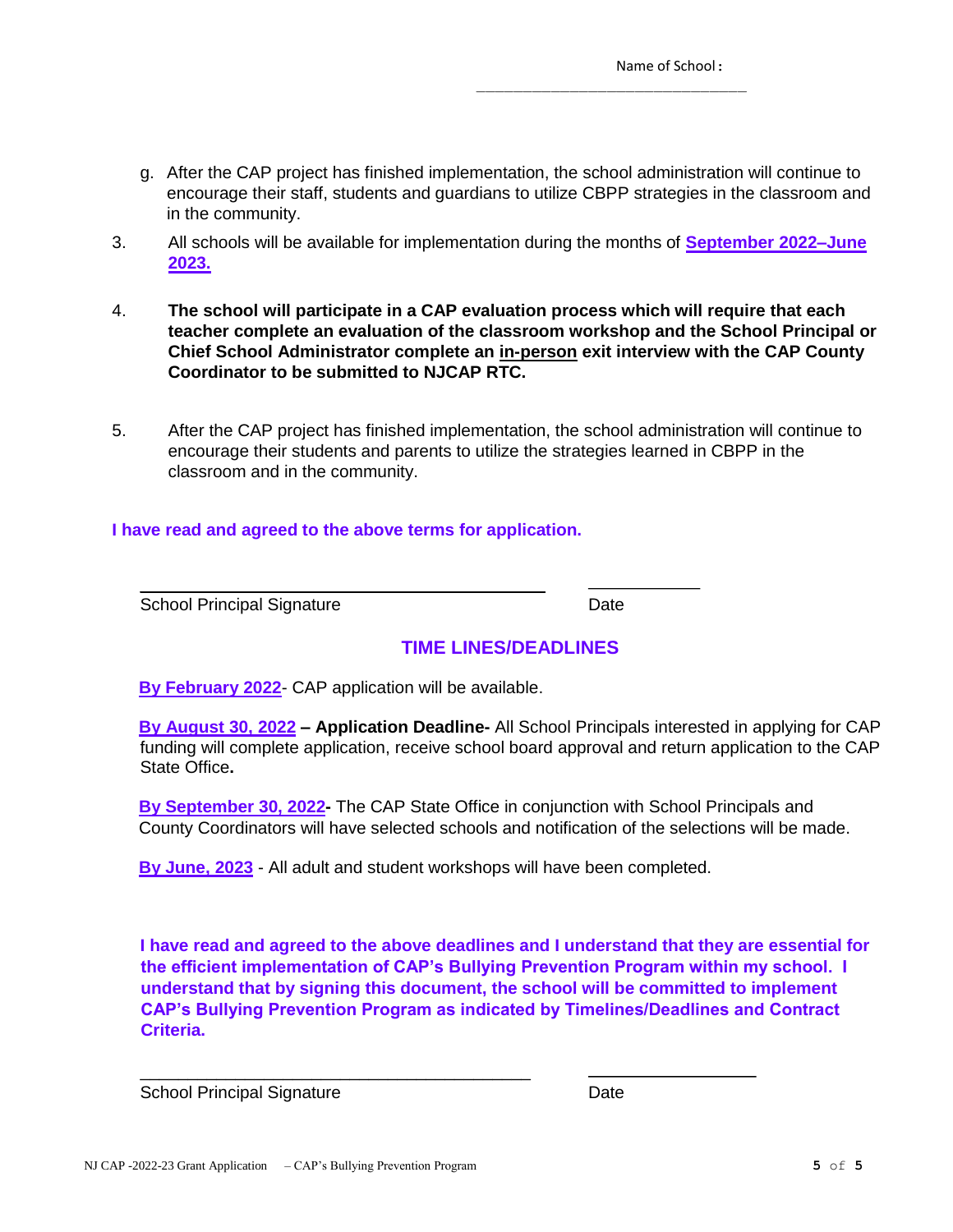Name of School: ______________________________

g. After the CAP project has finished implementation, the school administration will continue to encourage their staff, students and guardians to utilize CBPP strategies in the classroom and in the community.

3. All schools will be available for implementation during the months of **September 2022–June 2023.**

4. **The school will participate in a CAP evaluation process which will require that each teacher complete an evaluation of the classroom workshop and the School Principal or Chief School Administrator complete an in-person exit interview with the CAP County Coordinator to be submitted to NJCAP RTC.**

5. After the CAP project has finished implementation, the school administration will continue to encourage their students and parents to utilize the strategies learned in CBPP in the classroom and in the community.

**I have read and agreed to the above terms for application.**

______________________________ ____________

School Principal Signature Date

## TIME LINES/DEADLINES

**By February 2022**- CAP application will be available.

**By August 30, 2022 – Application Deadline-** All School Principals interested in applying for CAP funding will complete application, receive school board approval and return application to the CAP State Office**.**

**By September 30, 2022-** The CAP State Office in conjunction with School Principals and County Coordinators will have selected schools and notification of the selections will be made.

**By June, 2023** - All adult and student workshops will have been completed.

**I have read and agreed to the above deadlines and I understand that they are essential for the efficient implementation of CAP's Bullying Prevention Program within my school. I understand that by signing this document, the school will be committed to implement CAP's Bullying Prevention Program as indicated by Timelines/Deadlines and Contract Criteria.**

______________________________ ____________

School Principal Signature Date